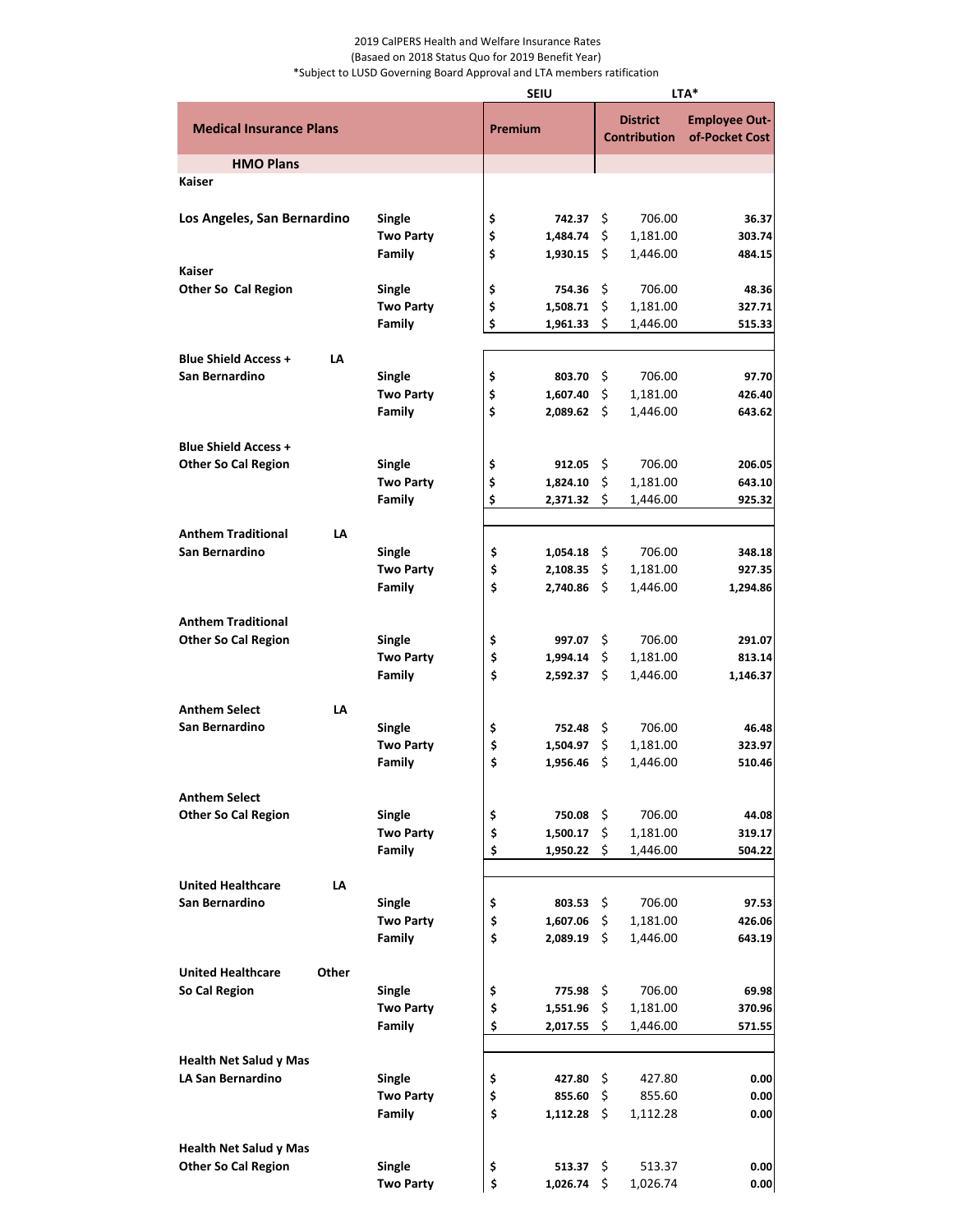2019 CalPERS Health and Welfare Insurance Rates
(Basaed on 2018 Status Quo for 2019 Benefit Year)
*Subject to LUSD Governing Board Approval and LTA members ratification

| Medical Insurance Plans | | SEIU Premium | LTA* District Contribution | LTA* Employee Out-of-Pocket Cost |
|---|---|---|---|---|
| **HMO Plans** | | | | |
| **Kaiser** | | | | |
| **Los Angeles, San Bernardino** | **Single** | $ 742.37 | $ 706.00 | 36.37 |
| | **Two Party** | $ 1,484.74 | $ 1,181.00 | 303.74 |
| | **Family** | $ 1,930.15 | $ 1,446.00 | 484.15 |
| **Kaiser** | | | | |
| **Other So Cal Region** | **Single** | $ 754.36 | $ 706.00 | 48.36 |
| | **Two Party** | $ 1,508.71 | $ 1,181.00 | 327.71 |
| | **Family** | $ 1,961.33 | $ 1,446.00 | 515.33 |
| **Blue Shield Access + LA** | | | | |
| **San Bernardino** | **Single** | $ 803.70 | $ 706.00 | 97.70 |
| | **Two Party** | $ 1,607.40 | $ 1,181.00 | 426.40 |
| | **Family** | $ 2,089.62 | $ 1,446.00 | 643.62 |
| **Blue Shield Access +** | | | | |
| **Other So Cal Region** | **Single** | $ 912.05 | $ 706.00 | 206.05 |
| | **Two Party** | $ 1,824.10 | $ 1,181.00 | 643.10 |
| | **Family** | $ 2,371.32 | $ 1,446.00 | 925.32 |
| **Anthem Traditional LA** | | | | |
| **San Bernardino** | **Single** | $ 1,054.18 | $ 706.00 | 348.18 |
| | **Two Party** | $ 2,108.35 | $ 1,181.00 | 927.35 |
| | **Family** | $ 2,740.86 | $ 1,446.00 | 1,294.86 |
| **Anthem Traditional** | | | | |
| **Other So Cal Region** | **Single** | $ 997.07 | $ 706.00 | 291.07 |
| | **Two Party** | $ 1,994.14 | $ 1,181.00 | 813.14 |
| | **Family** | $ 2,592.37 | $ 1,446.00 | 1,146.37 |
| **Anthem Select LA** | | | | |
| **San Bernardino** | **Single** | $ 752.48 | $ 706.00 | 46.48 |
| | **Two Party** | $ 1,504.97 | $ 1,181.00 | 323.97 |
| | **Family** | $ 1,956.46 | $ 1,446.00 | 510.46 |
| **Anthem Select** | | | | |
| **Other So Cal Region** | **Single** | $ 750.08 | $ 706.00 | 44.08 |
| | **Two Party** | $ 1,500.17 | $ 1,181.00 | 319.17 |
| | **Family** | $ 1,950.22 | $ 1,446.00 | 504.22 |
| **United Healthcare LA** | | | | |
| **San Bernardino** | **Single** | $ 803.53 | $ 706.00 | 97.53 |
| | **Two Party** | $ 1,607.06 | $ 1,181.00 | 426.06 |
| | **Family** | $ 2,089.19 | $ 1,446.00 | 643.19 |
| **United Healthcare Other** | | | | |
| **So Cal Region** | **Single** | $ 775.98 | $ 706.00 | 69.98 |
| | **Two Party** | $ 1,551.96 | $ 1,181.00 | 370.96 |
| | **Family** | $ 2,017.55 | $ 1,446.00 | 571.55 |
| **Health Net Salud y Mas** | | | | |
| **LA San Bernardino** | **Single** | $ 427.80 | $ 427.80 | 0.00 |
| | **Two Party** | $ 855.60 | $ 855.60 | 0.00 |
| | **Family** | $ 1,112.28 | $ 1,112.28 | 0.00 |
| **Health Net Salud y Mas** | | | | |
| **Other So Cal Region** | **Single** | $ 513.37 | $ 513.37 | 0.00 |
| | **Two Party** | $ 1,026.74 | $ 1,026.74 | 0.00 |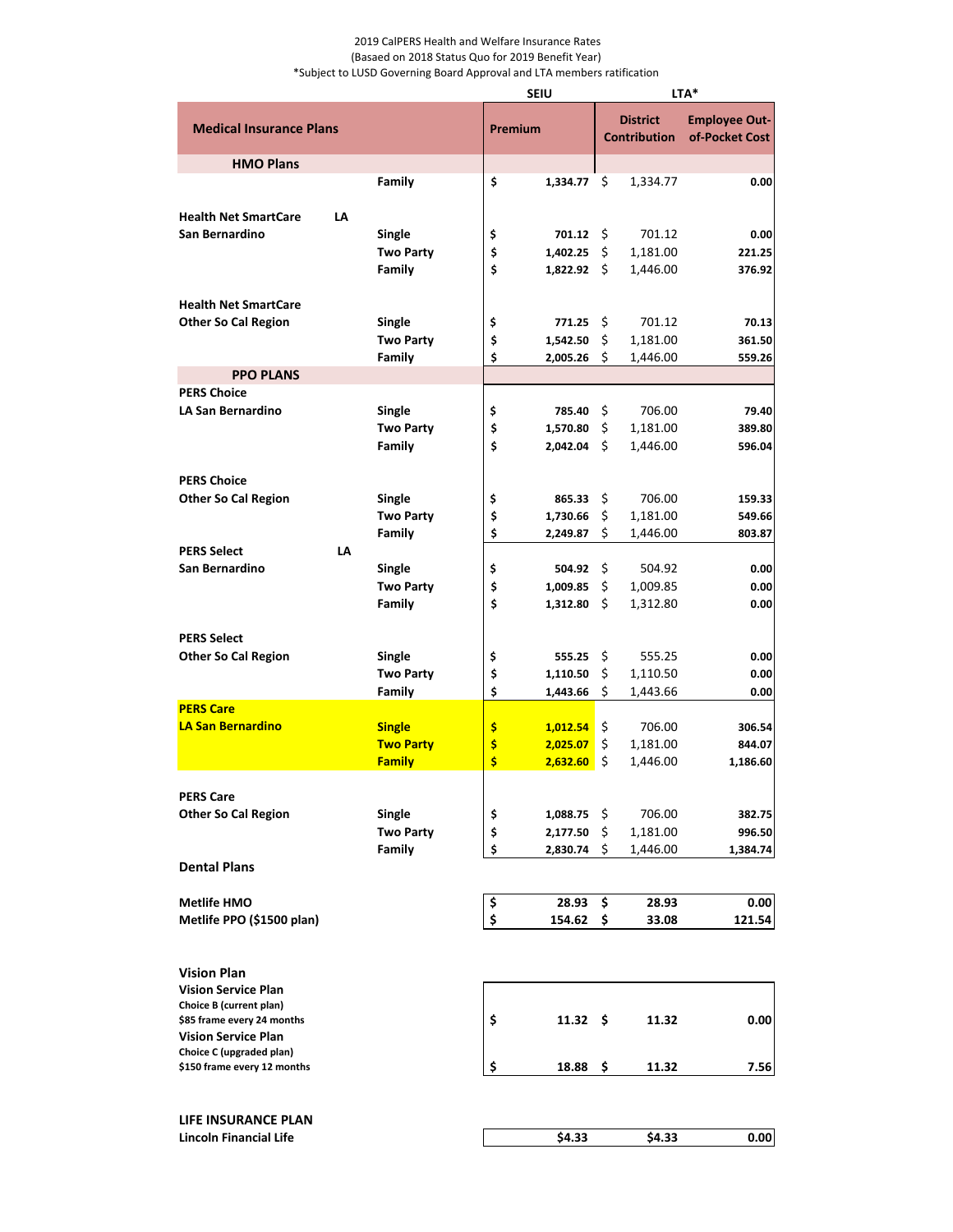2019 CalPERS Health and Welfare Insurance Rates
(Basaed on 2018 Status Quo for 2019 Benefit Year)
*Subject to LUSD Governing Board Approval and LTA members ratification

| | | SEIU | LTA* | |
|---|---|---|---|---|
| **Medical Insurance Plans** | | **Premium** | **District Contribution** | **Employee Out-of-Pocket Cost** |
| **HMO Plans** | | | | |
| | Family | $ 1,334.77 | $ 1,334.77 | 0.00 |
| **Health Net SmartCare LA San Bernardino** | Single | $ 701.12 | $ 701.12 | 0.00 |
| | Two Party | $ 1,402.25 | $ 1,181.00 | 221.25 |
| | Family | $ 1,822.92 | $ 1,446.00 | 376.92 |
| **Health Net SmartCare Other So Cal Region** | Single | $ 771.25 | $ 701.12 | 70.13 |
| | Two Party | $ 1,542.50 | $ 1,181.00 | 361.50 |
| | Family | $ 2,005.26 | $ 1,446.00 | 559.26 |
| **PPO PLANS** | | | | |
| **PERS Choice LA San Bernardino** | Single | $ 785.40 | $ 706.00 | 79.40 |
| | Two Party | $ 1,570.80 | $ 1,181.00 | 389.80 |
| | Family | $ 2,042.04 | $ 1,446.00 | 596.04 |
| **PERS Choice Other So Cal Region** | Single | $ 865.33 | $ 706.00 | 159.33 |
| | Two Party | $ 1,730.66 | $ 1,181.00 | 549.66 |
| | Family | $ 2,249.87 | $ 1,446.00 | 803.87 |
| **PERS Select LA San Bernardino** | Single | $ 504.92 | $ 504.92 | 0.00 |
| | Two Party | $ 1,009.85 | $ 1,009.85 | 0.00 |
| | Family | $ 1,312.80 | $ 1,312.80 | 0.00 |
| **PERS Select Other So Cal Region** | Single | $ 555.25 | $ 555.25 | 0.00 |
| | Two Party | $ 1,110.50 | $ 1,110.50 | 0.00 |
| | Family | $ 1,443.66 | $ 1,443.66 | 0.00 |
| **PERS Care LA San Bernardino** | Single | $ 1,012.54 | $ 706.00 | 306.54 |
| | Two Party | $ 2,025.07 | $ 1,181.00 | 844.07 |
| | Family | $ 2,632.60 | $ 1,446.00 | 1,186.60 |
| **PERS Care Other So Cal Region** | Single | $ 1,088.75 | $ 706.00 | 382.75 |
| | Two Party | $ 2,177.50 | $ 1,181.00 | 996.50 |
| | Family | $ 2,830.74 | $ 1,446.00 | 1,384.74 |

**Dental Plans**

| | | | |
|---|---|---|---|
| **Metlife HMO** | $ 28.93 | $ 28.93 | 0.00 |
| **Metlife PPO ($1500 plan)** | $ 154.62 | $ 33.08 | 121.54 |

**Vision Plan**

| | | | |
|---|---|---|---|
| **Vision Service Plan** Choice B (current plan) $85 frame every 24 months | $ 11.32 | $ 11.32 | 0.00 |
| **Vision Service Plan** Choice C (upgraded plan) $150 frame every 12 months | $ 18.88 | $ 11.32 | 7.56 |

**LIFE INSURANCE PLAN**

| | | | |
|---|---|---|---|
| **Lincoln Financial Life** | $4.33 | $4.33 | 0.00 |